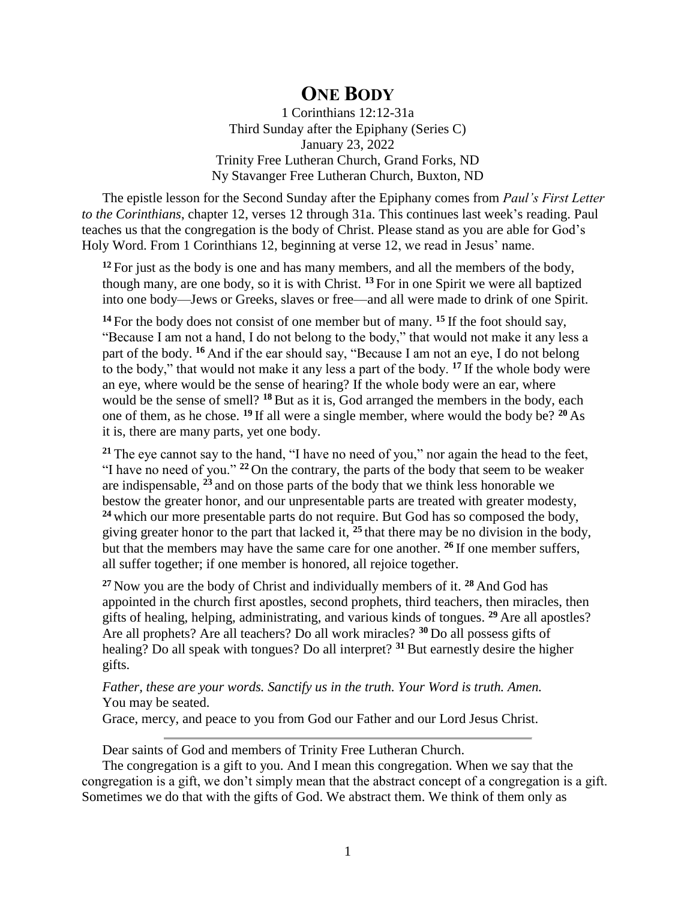# ONE BODY

1 Corinthians 12:12-31a
Third Sunday after the Epiphany (Series C)
January 23, 2022
Trinity Free Lutheran Church, Grand Forks, ND
Ny Stavanger Free Lutheran Church, Buxton, ND

The epistle lesson for the Second Sunday after the Epiphany comes from *Paul's First Letter to the Corinthians*, chapter 12, verses 12 through 31a. This continues last week's reading. Paul teaches us that the congregation is the body of Christ. Please stand as you are able for God's Holy Word. From 1 Corinthians 12, beginning at verse 12, we read in Jesus' name.

> **12** For just as the body is one and has many members, and all the members of the body, though many, are one body, so it is with Christ. **13** For in one Spirit we were all baptized into one body—Jews or Greeks, slaves or free—and all were made to drink of one Spirit.
>
> **14** For the body does not consist of one member but of many. **15** If the foot should say, "Because I am not a hand, I do not belong to the body," that would not make it any less a part of the body. **16** And if the ear should say, "Because I am not an eye, I do not belong to the body," that would not make it any less a part of the body. **17** If the whole body were an eye, where would be the sense of hearing? If the whole body were an ear, where would be the sense of smell? **18** But as it is, God arranged the members in the body, each one of them, as he chose. **19** If all were a single member, where would the body be? **20** As it is, there are many parts, yet one body.
>
> **21** The eye cannot say to the hand, "I have no need of you," nor again the head to the feet, "I have no need of you." **22** On the contrary, the parts of the body that seem to be weaker are indispensable, **23** and on those parts of the body that we think less honorable we bestow the greater honor, and our unpresentable parts are treated with greater modesty, **24** which our more presentable parts do not require. But God has so composed the body, giving greater honor to the part that lacked it, **25** that there may be no division in the body, but that the members may have the same care for one another. **26** If one member suffers, all suffer together; if one member is honored, all rejoice together.
>
> **27** Now you are the body of Christ and individually members of it. **28** And God has appointed in the church first apostles, second prophets, third teachers, then miracles, then gifts of healing, helping, administrating, and various kinds of tongues. **29** Are all apostles? Are all prophets? Are all teachers? Do all work miracles? **30** Do all possess gifts of healing? Do all speak with tongues? Do all interpret? **31** But earnestly desire the higher gifts.
>
> *Father, these are your words. Sanctify us in the truth. Your Word is truth. Amen.*
> You may be seated.
> Grace, mercy, and peace to you from God our Father and our Lord Jesus Christ.

---

Dear saints of God and members of Trinity Free Lutheran Church.

The congregation is a gift to you. And I mean this congregation. When we say that the congregation is a gift, we don't simply mean that the abstract concept of a congregation is a gift. Sometimes we do that with the gifts of God. We abstract them. We think of them only as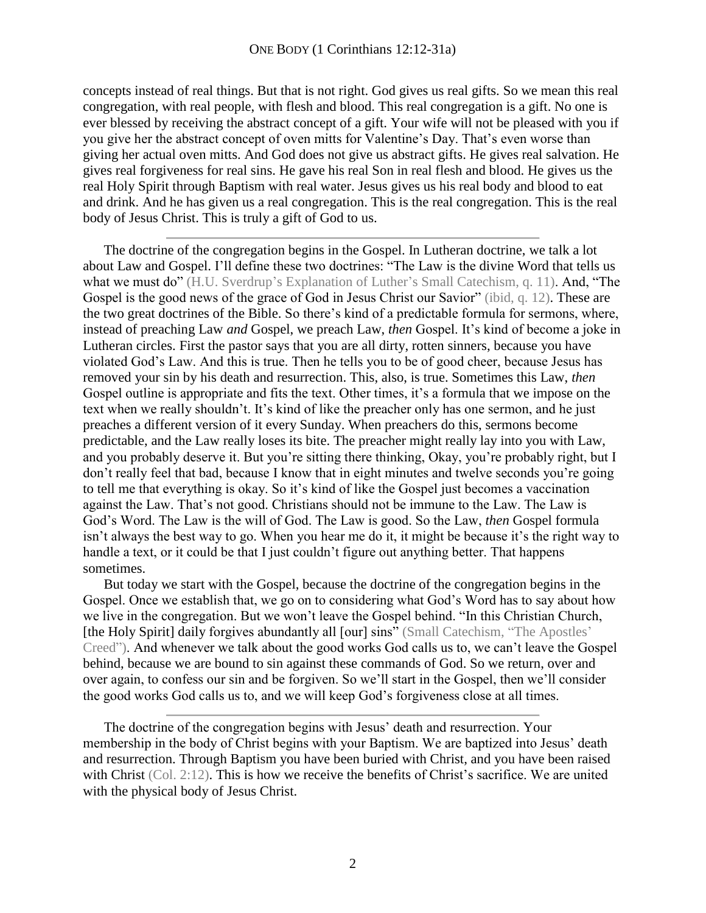concepts instead of real things. But that is not right. God gives us real gifts. So we mean this real congregation, with real people, with flesh and blood. This real congregation is a gift. No one is ever blessed by receiving the abstract concept of a gift. Your wife will not be pleased with you if you give her the abstract concept of oven mitts for Valentine's Day. That's even worse than giving her actual oven mitts. And God does not give us abstract gifts. He gives real salvation. He gives real forgiveness for real sins. He gave his real Son in real flesh and blood. He gives us the real Holy Spirit through Baptism with real water. Jesus gives us his real body and blood to eat and drink. And he has given us a real congregation. This is the real congregation. This is the real body of Jesus Christ. This is truly a gift of God to us.

---

The doctrine of the congregation begins in the Gospel. In Lutheran doctrine, we talk a lot about Law and Gospel. I'll define these two doctrines: "The Law is the divine Word that tells us what we must do" (H.U. Sverdrup's Explanation of Luther's Small Catechism, q. 11). And, "The Gospel is the good news of the grace of God in Jesus Christ our Savior" (ibid, q. 12). These are the two great doctrines of the Bible. So there's kind of a predictable formula for sermons, where, instead of preaching Law *and* Gospel, we preach Law, *then* Gospel. It's kind of become a joke in Lutheran circles. First the pastor says that you are all dirty, rotten sinners, because you have violated God's Law. And this is true. Then he tells you to be of good cheer, because Jesus has removed your sin by his death and resurrection. This, also, is true. Sometimes this Law, *then* Gospel outline is appropriate and fits the text. Other times, it's a formula that we impose on the text when we really shouldn't. It's kind of like the preacher only has one sermon, and he just preaches a different version of it every Sunday. When preachers do this, sermons become predictable, and the Law really loses its bite. The preacher might really lay into you with Law, and you probably deserve it. But you're sitting there thinking, Okay, you're probably right, but I don't really feel that bad, because I know that in eight minutes and twelve seconds you're going to tell me that everything is okay. So it's kind of like the Gospel just becomes a vaccination against the Law. That's not good. Christians should not be immune to the Law. The Law is God's Word. The Law is the will of God. The Law is good. So the Law, *then* Gospel formula isn't always the best way to go. When you hear me do it, it might be because it's the right way to handle a text, or it could be that I just couldn't figure out anything better. That happens sometimes.

But today we start with the Gospel, because the doctrine of the congregation begins in the Gospel. Once we establish that, we go on to considering what God's Word has to say about how we live in the congregation. But we won't leave the Gospel behind. "In this Christian Church, [the Holy Spirit] daily forgives abundantly all [our] sins" (Small Catechism, "The Apostles' Creed"). And whenever we talk about the good works God calls us to, we can't leave the Gospel behind, because we are bound to sin against these commands of God. So we return, over and over again, to confess our sin and be forgiven. So we'll start in the Gospel, then we'll consider the good works God calls us to, and we will keep God's forgiveness close at all times.

---

The doctrine of the congregation begins with Jesus' death and resurrection. Your membership in the body of Christ begins with your Baptism. We are baptized into Jesus' death and resurrection. Through Baptism you have been buried with Christ, and you have been raised with Christ (Col. 2:12). This is how we receive the benefits of Christ's sacrifice. We are united with the physical body of Jesus Christ.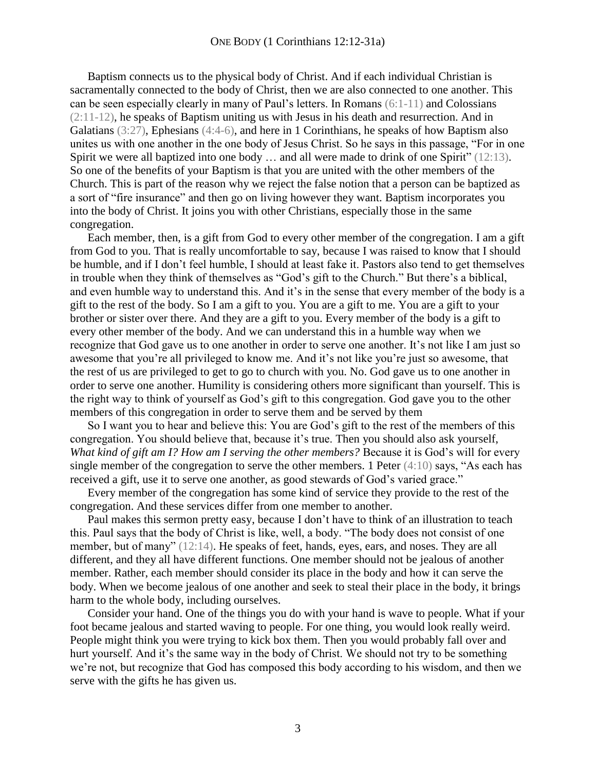Baptism connects us to the physical body of Christ. And if each individual Christian is sacramentally connected to the body of Christ, then we are also connected to one another. This can be seen especially clearly in many of Paul's letters. In Romans (6:1-11) and Colossians (2:11-12), he speaks of Baptism uniting us with Jesus in his death and resurrection. And in Galatians (3:27), Ephesians (4:4-6), and here in 1 Corinthians, he speaks of how Baptism also unites us with one another in the one body of Jesus Christ. So he says in this passage, "For in one Spirit we were all baptized into one body … and all were made to drink of one Spirit" (12:13). So one of the benefits of your Baptism is that you are united with the other members of the Church. This is part of the reason why we reject the false notion that a person can be baptized as a sort of "fire insurance" and then go on living however they want. Baptism incorporates you into the body of Christ. It joins you with other Christians, especially those in the same congregation.

Each member, then, is a gift from God to every other member of the congregation. I am a gift from God to you. That is really uncomfortable to say, because I was raised to know that I should be humble, and if I don't feel humble, I should at least fake it. Pastors also tend to get themselves in trouble when they think of themselves as "God's gift to the Church." But there's a biblical, and even humble way to understand this. And it's in the sense that every member of the body is a gift to the rest of the body. So I am a gift to you. You are a gift to me. You are a gift to your brother or sister over there. And they are a gift to you. Every member of the body is a gift to every other member of the body. And we can understand this in a humble way when we recognize that God gave us to one another in order to serve one another. It's not like I am just so awesome that you're all privileged to know me. And it's not like you're just so awesome, that the rest of us are privileged to get to go to church with you. No. God gave us to one another in order to serve one another. Humility is considering others more significant than yourself. This is the right way to think of yourself as God's gift to this congregation. God gave you to the other members of this congregation in order to serve them and be served by them

So I want you to hear and believe this: You are God's gift to the rest of the members of this congregation. You should believe that, because it's true. Then you should also ask yourself, *What kind of gift am I? How am I serving the other members?* Because it is God's will for every single member of the congregation to serve the other members. 1 Peter (4:10) says, "As each has received a gift, use it to serve one another, as good stewards of God's varied grace."

Every member of the congregation has some kind of service they provide to the rest of the congregation. And these services differ from one member to another.

Paul makes this sermon pretty easy, because I don't have to think of an illustration to teach this. Paul says that the body of Christ is like, well, a body. "The body does not consist of one member, but of many" (12:14). He speaks of feet, hands, eyes, ears, and noses. They are all different, and they all have different functions. One member should not be jealous of another member. Rather, each member should consider its place in the body and how it can serve the body. When we become jealous of one another and seek to steal their place in the body, it brings harm to the whole body, including ourselves.

Consider your hand. One of the things you do with your hand is wave to people. What if your foot became jealous and started waving to people. For one thing, you would look really weird. People might think you were trying to kick box them. Then you would probably fall over and hurt yourself. And it's the same way in the body of Christ. We should not try to be something we're not, but recognize that God has composed this body according to his wisdom, and then we serve with the gifts he has given us.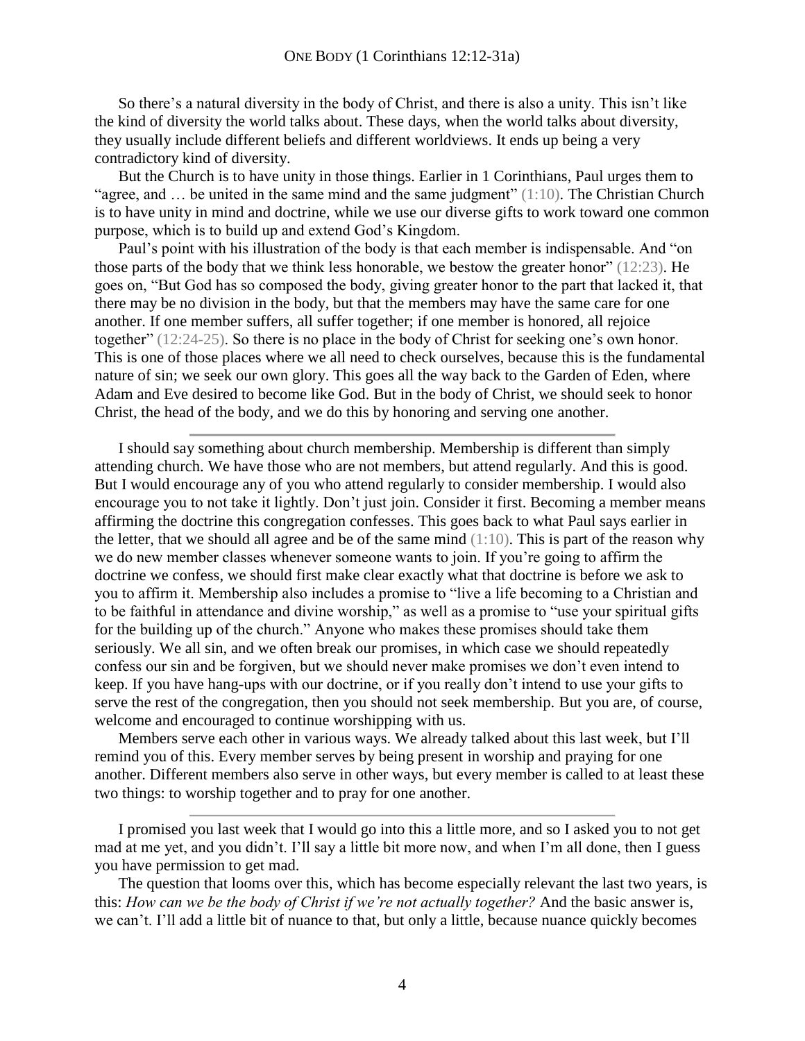So there's a natural diversity in the body of Christ, and there is also a unity. This isn't like the kind of diversity the world talks about. These days, when the world talks about diversity, they usually include different beliefs and different worldviews. It ends up being a very contradictory kind of diversity.

But the Church is to have unity in those things. Earlier in 1 Corinthians, Paul urges them to "agree, and … be united in the same mind and the same judgment" (1:10). The Christian Church is to have unity in mind and doctrine, while we use our diverse gifts to work toward one common purpose, which is to build up and extend God's Kingdom.

Paul's point with his illustration of the body is that each member is indispensable. And "on those parts of the body that we think less honorable, we bestow the greater honor" (12:23). He goes on, "But God has so composed the body, giving greater honor to the part that lacked it, that there may be no division in the body, but that the members may have the same care for one another. If one member suffers, all suffer together; if one member is honored, all rejoice together" (12:24-25). So there is no place in the body of Christ for seeking one's own honor. This is one of those places where we all need to check ourselves, because this is the fundamental nature of sin; we seek our own glory. This goes all the way back to the Garden of Eden, where Adam and Eve desired to become like God. But in the body of Christ, we should seek to honor Christ, the head of the body, and we do this by honoring and serving one another.

---

I should say something about church membership. Membership is different than simply attending church. We have those who are not members, but attend regularly. And this is good. But I would encourage any of you who attend regularly to consider membership. I would also encourage you to not take it lightly. Don't just join. Consider it first. Becoming a member means affirming the doctrine this congregation confesses. This goes back to what Paul says earlier in the letter, that we should all agree and be of the same mind (1:10). This is part of the reason why we do new member classes whenever someone wants to join. If you're going to affirm the doctrine we confess, we should first make clear exactly what that doctrine is before we ask to you to affirm it. Membership also includes a promise to "live a life becoming to a Christian and to be faithful in attendance and divine worship," as well as a promise to "use your spiritual gifts for the building up of the church." Anyone who makes these promises should take them seriously. We all sin, and we often break our promises, in which case we should repeatedly confess our sin and be forgiven, but we should never make promises we don't even intend to keep. If you have hang-ups with our doctrine, or if you really don't intend to use your gifts to serve the rest of the congregation, then you should not seek membership. But you are, of course, welcome and encouraged to continue worshipping with us.

Members serve each other in various ways. We already talked about this last week, but I'll remind you of this. Every member serves by being present in worship and praying for one another. Different members also serve in other ways, but every member is called to at least these two things: to worship together and to pray for one another.

---

I promised you last week that I would go into this a little more, and so I asked you to not get mad at me yet, and you didn't. I'll say a little bit more now, and when I'm all done, then I guess you have permission to get mad.

The question that looms over this, which has become especially relevant the last two years, is this: *How can we be the body of Christ if we're not actually together?* And the basic answer is, we can't. I'll add a little bit of nuance to that, but only a little, because nuance quickly becomes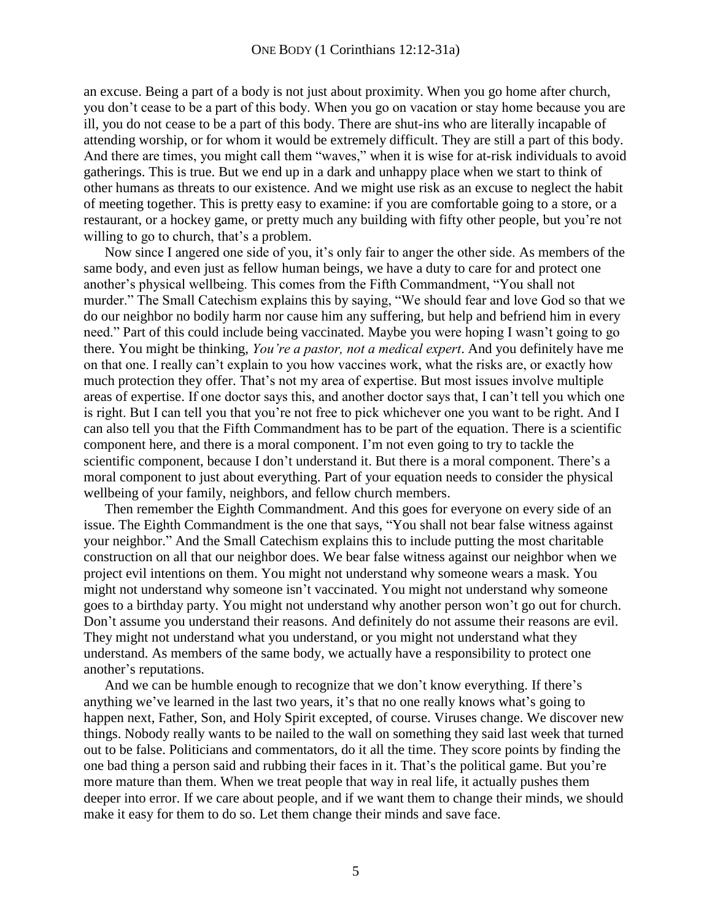an excuse. Being a part of a body is not just about proximity. When you go home after church, you don't cease to be a part of this body. When you go on vacation or stay home because you are ill, you do not cease to be a part of this body. There are shut-ins who are literally incapable of attending worship, or for whom it would be extremely difficult. They are still a part of this body. And there are times, you might call them "waves," when it is wise for at-risk individuals to avoid gatherings. This is true. But we end up in a dark and unhappy place when we start to think of other humans as threats to our existence. And we might use risk as an excuse to neglect the habit of meeting together. This is pretty easy to examine: if you are comfortable going to a store, or a restaurant, or a hockey game, or pretty much any building with fifty other people, but you're not willing to go to church, that's a problem.

Now since I angered one side of you, it's only fair to anger the other side. As members of the same body, and even just as fellow human beings, we have a duty to care for and protect one another's physical wellbeing. This comes from the Fifth Commandment, "You shall not murder." The Small Catechism explains this by saying, "We should fear and love God so that we do our neighbor no bodily harm nor cause him any suffering, but help and befriend him in every need." Part of this could include being vaccinated. Maybe you were hoping I wasn't going to go there. You might be thinking, *You're a pastor, not a medical expert*. And you definitely have me on that one. I really can't explain to you how vaccines work, what the risks are, or exactly how much protection they offer. That's not my area of expertise. But most issues involve multiple areas of expertise. If one doctor says this, and another doctor says that, I can't tell you which one is right. But I can tell you that you're not free to pick whichever one you want to be right. And I can also tell you that the Fifth Commandment has to be part of the equation. There is a scientific component here, and there is a moral component. I'm not even going to try to tackle the scientific component, because I don't understand it. But there is a moral component. There's a moral component to just about everything. Part of your equation needs to consider the physical wellbeing of your family, neighbors, and fellow church members.

Then remember the Eighth Commandment. And this goes for everyone on every side of an issue. The Eighth Commandment is the one that says, "You shall not bear false witness against your neighbor." And the Small Catechism explains this to include putting the most charitable construction on all that our neighbor does. We bear false witness against our neighbor when we project evil intentions on them. You might not understand why someone wears a mask. You might not understand why someone isn't vaccinated. You might not understand why someone goes to a birthday party. You might not understand why another person won't go out for church. Don't assume you understand their reasons. And definitely do not assume their reasons are evil. They might not understand what you understand, or you might not understand what they understand. As members of the same body, we actually have a responsibility to protect one another's reputations.

And we can be humble enough to recognize that we don't know everything. If there's anything we've learned in the last two years, it's that no one really knows what's going to happen next, Father, Son, and Holy Spirit excepted, of course. Viruses change. We discover new things. Nobody really wants to be nailed to the wall on something they said last week that turned out to be false. Politicians and commentators, do it all the time. They score points by finding the one bad thing a person said and rubbing their faces in it. That's the political game. But you're more mature than them. When we treat people that way in real life, it actually pushes them deeper into error. If we care about people, and if we want them to change their minds, we should make it easy for them to do so. Let them change their minds and save face.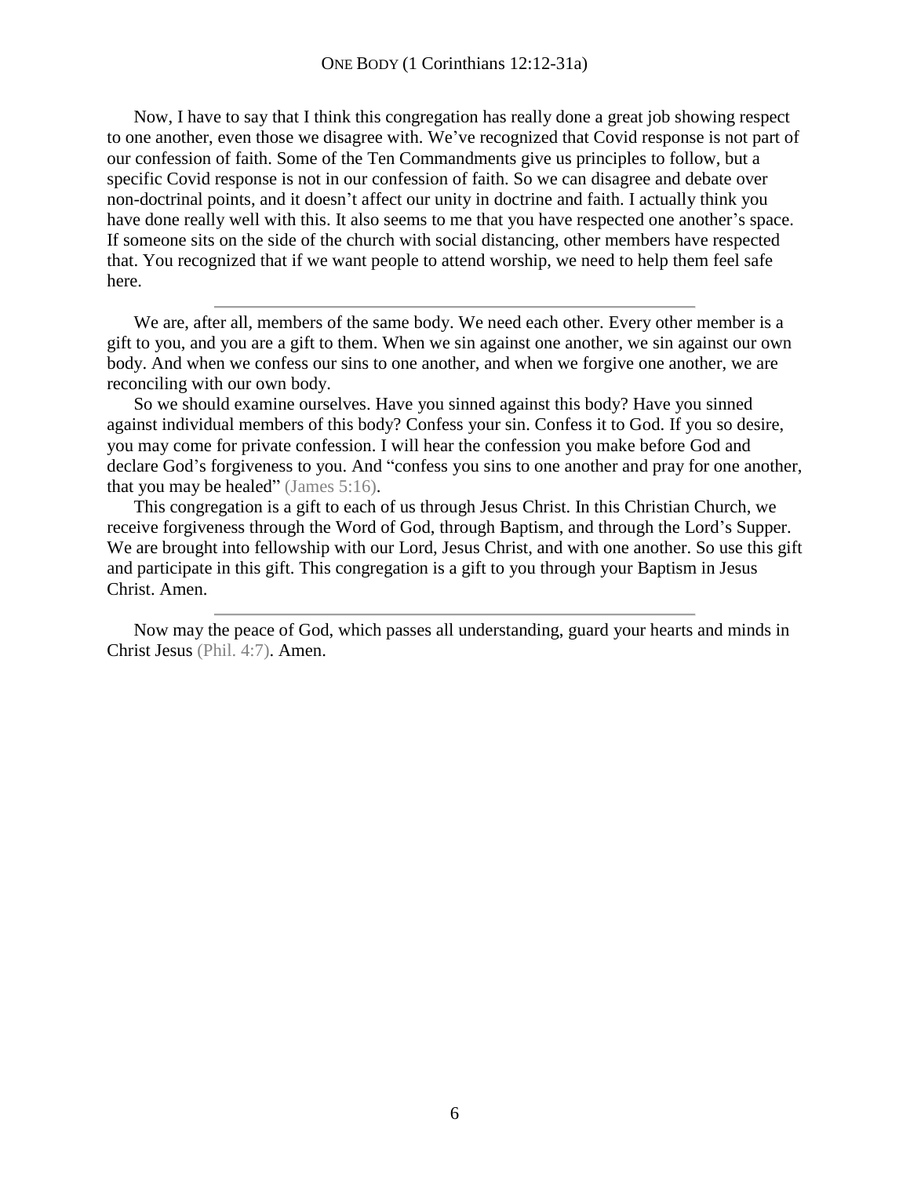Now, I have to say that I think this congregation has really done a great job showing respect to one another, even those we disagree with. We've recognized that Covid response is not part of our confession of faith. Some of the Ten Commandments give us principles to follow, but a specific Covid response is not in our confession of faith. So we can disagree and debate over non-doctrinal points, and it doesn't affect our unity in doctrine and faith. I actually think you have done really well with this. It also seems to me that you have respected one another's space. If someone sits on the side of the church with social distancing, other members have respected that. You recognized that if we want people to attend worship, we need to help them feel safe here.

---

We are, after all, members of the same body. We need each other. Every other member is a gift to you, and you are a gift to them. When we sin against one another, we sin against our own body. And when we confess our sins to one another, and when we forgive one another, we are reconciling with our own body.

So we should examine ourselves. Have you sinned against this body? Have you sinned against individual members of this body? Confess your sin. Confess it to God. If you so desire, you may come for private confession. I will hear the confession you make before God and declare God's forgiveness to you. And "confess you sins to one another and pray for one another, that you may be healed" (James 5:16).

This congregation is a gift to each of us through Jesus Christ. In this Christian Church, we receive forgiveness through the Word of God, through Baptism, and through the Lord's Supper. We are brought into fellowship with our Lord, Jesus Christ, and with one another. So use this gift and participate in this gift. This congregation is a gift to you through your Baptism in Jesus Christ. Amen.

---

Now may the peace of God, which passes all understanding, guard your hearts and minds in Christ Jesus (Phil. 4:7). Amen.